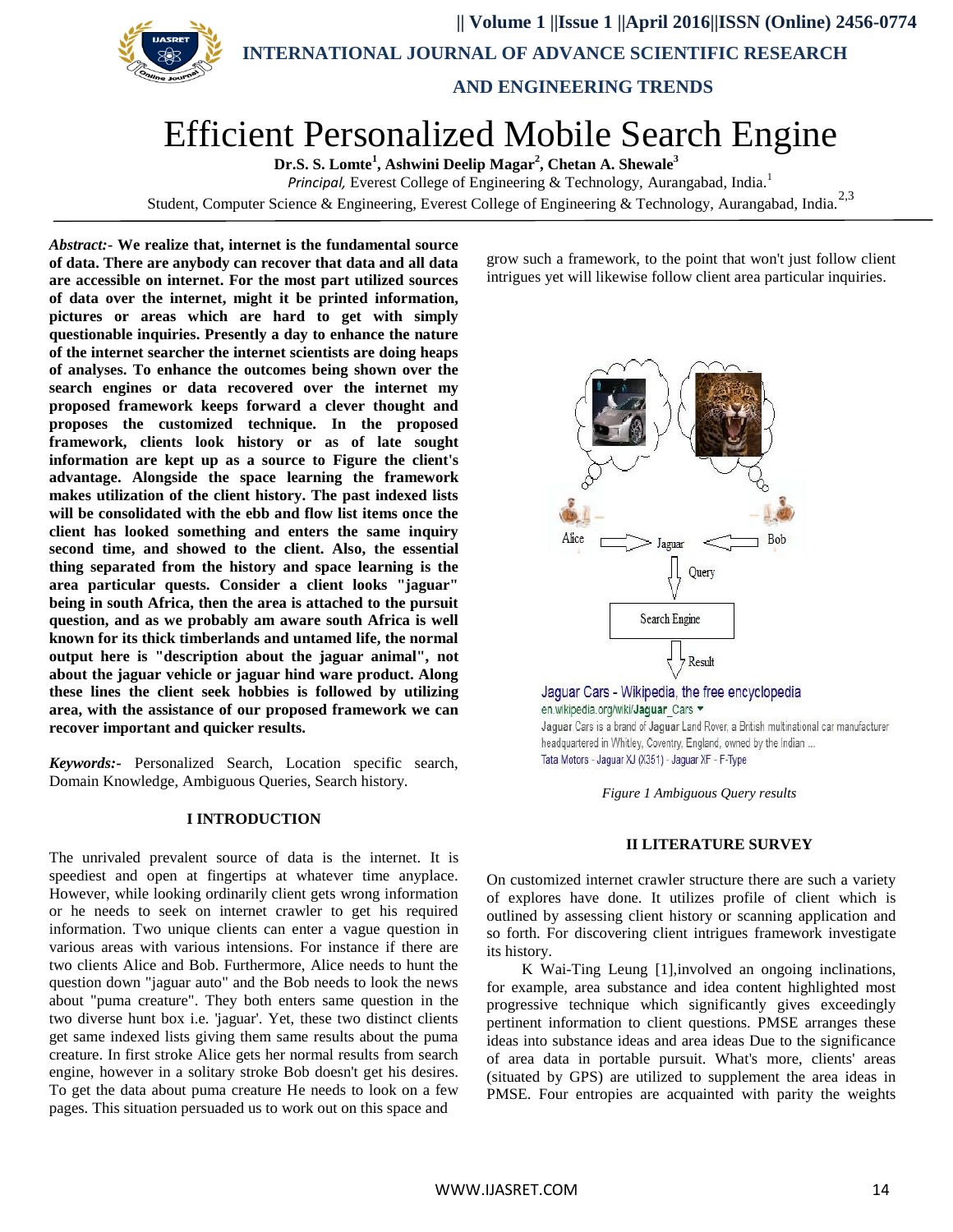# Efficient Personalized Mobile Search Engine

**Dr.S. S. Lomte[1], Ashwini Deelip Magar[2], Chetan A. Shewale[3]**

*Principal,* Everest College of Engineering & Technology, Aurangabad, India.[1]

Student, Computer Science & Engineering, Everest College of Engineering & Technology, Aurangabad, India.[2,3]

***Abstract:-*** **We realize that, internet is the fundamental source of data. There are anybody can recover that data and all data are accessible on internet. For the most part utilized sources of data over the internet, might it be printed information, pictures or areas which are hard to get with simply questionable inquiries. Presently a day to enhance the nature of the internet searcher the internet scientists are doing heaps of analyses. To enhance the outcomes being shown over the search engines or data recovered over the internet my proposed framework keeps forward a clever thought and proposes the customized technique. In the proposed framework, clients look history or as of late sought information are kept up as a source to Figure the client's advantage. Alongside the space learning the framework makes utilization of the client history. The past indexed lists will be consolidated with the ebb and flow list items once the client has looked something and enters the same inquiry second time, and showed to the client. Also, the essential thing separated from the history and space learning is the area particular quests. Consider a client looks "jaguar" being in south Africa, then the area is attached to the pursuit question, and as we probably am aware south Africa is well known for its thick timberlands and untamed life, the normal output here is "description about the jaguar animal", not about the jaguar vehicle or jaguar hind ware product. Along these lines the client seek hobbies is followed by utilizing area, with the assistance of our proposed framework we can recover important and quicker results.**

***Keywords:-*** Personalized Search, Location specific search, Domain Knowledge, Ambiguous Queries, Search history.

## I INTRODUCTION

The unrivaled prevalent source of data is the internet. It is speediest and open at fingertips at whatever time anyplace. However, while looking ordinarily client gets wrong information or he needs to seek on internet crawler to get his required information. Two unique clients can enter a vague question in various areas with various intensions. For instance if there are two clients Alice and Bob. Furthermore, Alice needs to hunt the question down "jaguar auto" and the Bob needs to look the news about "puma creature". They both enters same question in the two diverse hunt box i.e. 'jaguar'. Yet, these two distinct clients get same indexed lists giving them same results about the puma creature. In first stroke Alice gets her normal results from search engine, however in a solitary stroke Bob doesn't get his desires. To get the data about puma creature He needs to look on a few pages. This situation persuaded us to work out on this space and grow such a framework, to the point that won't just follow client intrigues yet will likewise follow client area particular inquiries.

*Figure 1 Ambiguous Query results*

## II LITERATURE SURVEY

On customized internet crawler structure there are such a variety of explores have done. It utilizes profile of client which is outlined by assessing client history or scanning application and so forth. For discovering client intrigues framework investigate its history.

K Wai-Ting Leung [1],involved an ongoing inclinations, for example, area substance and idea content highlighted most progressive technique which significantly gives exceedingly pertinent information to client questions. PMSE arranges these ideas into substance ideas and area ideas Due to the significance of area data in portable pursuit. What's more, clients' areas (situated by GPS) are utilized to supplement the area ideas in PMSE. Four entropies are acquainted with parity the weights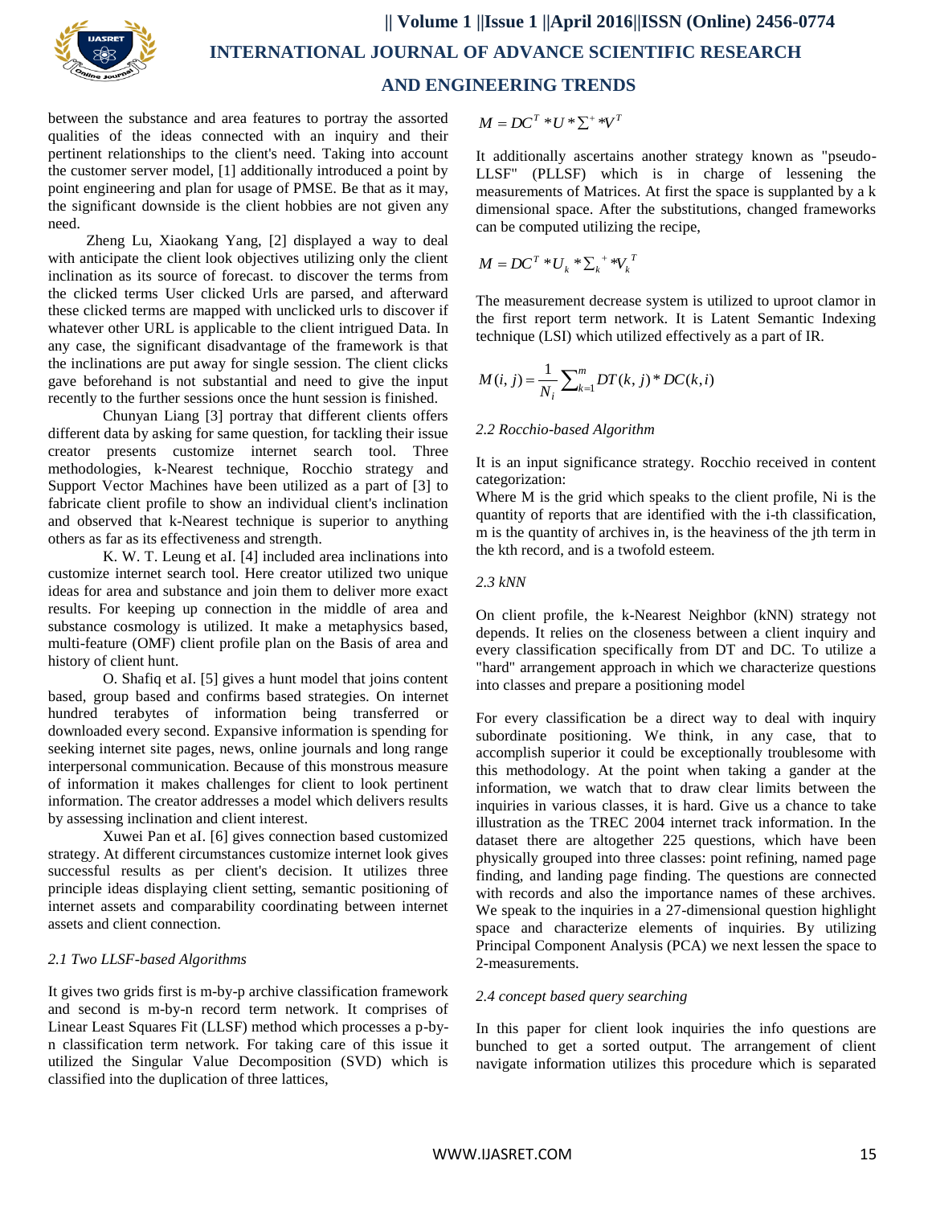between the substance and area features to portray the assorted qualities of the ideas connected with an inquiry and their pertinent relationships to the client's need. Taking into account the customer server model, [1] additionally introduced a point by point engineering and plan for usage of PMSE. Be that as it may, the significant downside is the client hobbies are not given any need.

Zheng Lu, Xiaokang Yang, [2] displayed a way to deal with anticipate the client look objectives utilizing only the client inclination as its source of forecast. to discover the terms from the clicked terms User clicked Urls are parsed, and afterward these clicked terms are mapped with unclicked urls to discover if whatever other URL is applicable to the client intrigued Data. In any case, the significant disadvantage of the framework is that the inclinations are put away for single session. The client clicks gave beforehand is not substantial and need to give the input recently to the further sessions once the hunt session is finished.

Chunyan Liang [3] portray that different clients offers different data by asking for same question, for tackling their issue creator presents customize internet search tool. Three methodologies, k-Nearest technique, Rocchio strategy and Support Vector Machines have been utilized as a part of [3] to fabricate client profile to show an individual client's inclination and observed that k-Nearest technique is superior to anything others as far as its effectiveness and strength.

K. W. T. Leung et aI. [4] included area inclinations into customize internet search tool. Here creator utilized two unique ideas for area and substance and join them to deliver more exact results. For keeping up connection in the middle of area and substance cosmology is utilized. It make a metaphysics based, multi-feature (OMF) client profile plan on the Basis of area and history of client hunt.

O. Shafiq et aI. [5] gives a hunt model that joins content based, group based and confirms based strategies. On internet hundred terabytes of information being transferred or downloaded every second. Expansive information is spending for seeking internet site pages, news, online journals and long range interpersonal communication. Because of this monstrous measure of information it makes challenges for client to look pertinent information. The creator addresses a model which delivers results by assessing inclination and client interest.

Xuwei Pan et aI. [6] gives connection based customized strategy. At different circumstances customize internet look gives successful results as per client's decision. It utilizes three principle ideas displaying client setting, semantic positioning of internet assets and comparability coordinating between internet assets and client connection.

*2.1 Two LLSF-based Algorithms*

It gives two grids first is m-by-p archive classification framework and second is m-by-n record term network. It comprises of Linear Least Squares Fit (LLSF) method which processes a p-by-n classification term network. For taking care of this issue it utilized the Singular Value Decomposition (SVD) which is classified into the duplication of three lattices,

$$M = DC^T * U * \Sigma^+ * V^T$$

It additionally ascertains another strategy known as "pseudo-LLSF" (PLLSF) which is in charge of lessening the measurements of Matrices. At first the space is supplanted by a k dimensional space. After the substitutions, changed frameworks can be computed utilizing the recipe,

$$M = DC^T * U_k * \Sigma_k^{\ +} * V_k^{\ T}$$

The measurement decrease system is utilized to uproot clamor in the first report term network. It is Latent Semantic Indexing technique (LSI) which utilized effectively as a part of IR.

$$M(i,j) = \frac{1}{N_i} \sum_{k=1}^{m} DT(k,j) * DC(k,i)$$

*2.2 Rocchio-based Algorithm*

It is an input significance strategy. Rocchio received in content categorization:

Where M is the grid which speaks to the client profile, Ni is the quantity of reports that are identified with the i-th classification, m is the quantity of archives in, is the heaviness of the jth term in the kth record, and is a twofold esteem.

*2.3 kNN*

On client profile, the k-Nearest Neighbor (kNN) strategy not depends. It relies on the closeness between a client inquiry and every classification specifically from DT and DC. To utilize a "hard" arrangement approach in which we characterize questions into classes and prepare a positioning model

For every classification be a direct way to deal with inquiry subordinate positioning. We think, in any case, that to accomplish superior it could be exceptionally troublesome with this methodology. At the point when taking a gander at the information, we watch that to draw clear limits between the inquiries in various classes, it is hard. Give us a chance to take illustration as the TREC 2004 internet track information. In the dataset there are altogether 225 questions, which have been physically grouped into three classes: point refining, named page finding, and landing page finding. The questions are connected with records and also the importance names of these archives. We speak to the inquiries in a 27-dimensional question highlight space and characterize elements of inquiries. By utilizing Principal Component Analysis (PCA) we next lessen the space to 2-measurements.

*2.4 concept based query searching*

In this paper for client look inquiries the info questions are bunched to get a sorted output. The arrangement of client navigate information utilizes this procedure which is separated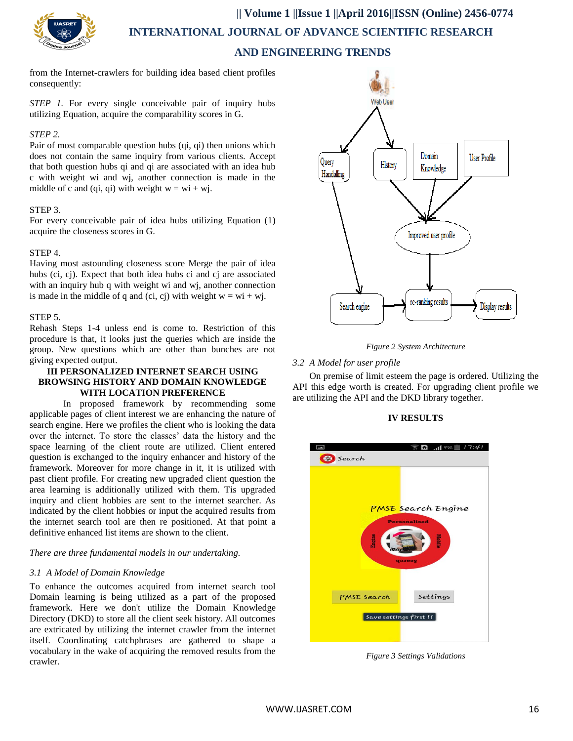from the Internet-crawlers for building idea based client profiles consequently:

*STEP 1.* For every single conceivable pair of inquiry hubs utilizing Equation, acquire the comparability scores in G.

*STEP 2.*

Pair of most comparable question hubs (qi, qi) then unions which does not contain the same inquiry from various clients. Accept that both question hubs qi and qi are associated with an idea hub c with weight wi and wj, another connection is made in the middle of c and (qi, qi) with weight w = wi + wj.

STEP 3.

For every conceivable pair of idea hubs utilizing Equation (1) acquire the closeness scores in G.

STEP 4.

Having most astounding closeness score Merge the pair of idea hubs (ci, cj). Expect that both idea hubs ci and cj are associated with an inquiry hub q with weight wi and wj, another connection is made in the middle of q and (ci, cj) with weight w = wi + wj.

STEP 5.

Rehash Steps 1-4 unless end is come to. Restriction of this procedure is that, it looks just the queries which are inside the group. New questions which are other than bunches are not giving expected output.

## III PERSONALIZED INTERNET SEARCH USING BROWSING HISTORY AND DOMAIN KNOWLEDGE WITH LOCATION PREFERENCE

In proposed framework by recommending some applicable pages of client interest we are enhancing the nature of search engine. Here we profiles the client who is looking the data over the internet. To store the classes' data the history and the space learning of the client route are utilized. Client entered question is exchanged to the inquiry enhancer and history of the framework. Moreover for more change in it, it is utilized with past client profile. For creating new upgraded client question the area learning is additionally utilized with them. Tis upgraded inquiry and client hobbies are sent to the internet searcher. As indicated by the client hobbies or input the acquired results from the internet search tool are then re positioned. At that point a definitive enhanced list items are shown to the client.

*There are three fundamental models in our undertaking.*

### *3.1 A Model of Domain Knowledge*

To enhance the outcomes acquired from internet search tool Domain learning is being utilized as a part of the proposed framework. Here we don't utilize the Domain Knowledge Directory (DKD) to store all the client seek history. All outcomes are extricated by utilizing the internet crawler from the internet itself. Coordinating catchphrases are gathered to shape a vocabulary in the wake of acquiring the removed results from the crawler.

*Figure 2 System Architecture*

### *3.2 A Model for user profile*

On premise of limit esteem the page is ordered. Utilizing the API this edge worth is created. For upgrading client profile we are utilizing the API and the DKD library together.

## IV RESULTS

*Figure 3 Settings Validations*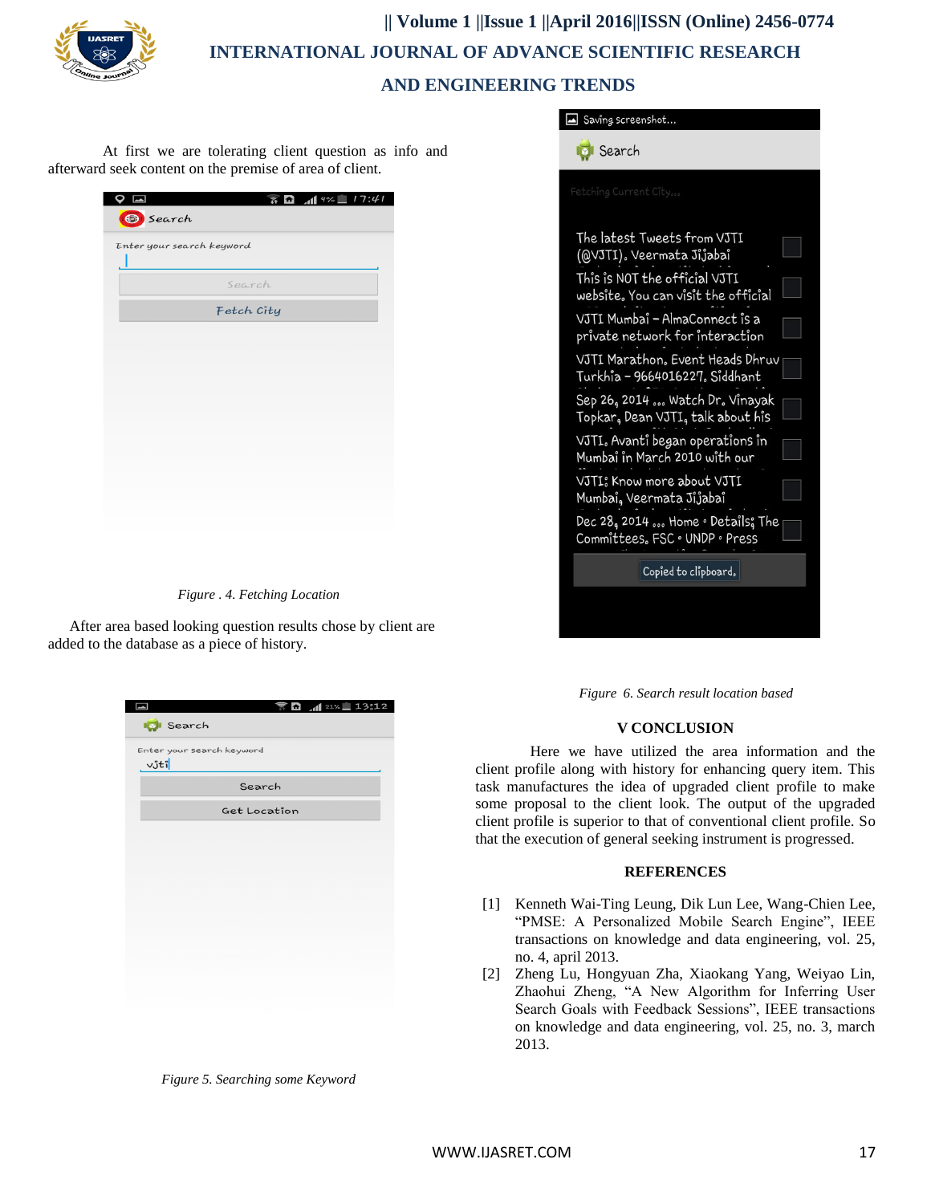At first we are tolerating client question as info and afterward seek content on the premise of area of client.

*Figure . 4. Fetching Location*

After area based looking question results chose by client are added to the database as a piece of history.

*Figure 5. Searching some Keyword*

*Figure 6. Search result location based*

## V CONCLUSION

Here we have utilized the area information and the client profile along with history for enhancing query item. This task manufactures the idea of upgraded client profile to make some proposal to the client look. The output of the upgraded client profile is superior to that of conventional client profile. So that the execution of general seeking instrument is progressed.

## REFERENCES

[1] Kenneth Wai-Ting Leung, Dik Lun Lee, Wang-Chien Lee, "PMSE: A Personalized Mobile Search Engine", IEEE transactions on knowledge and data engineering, vol. 25, no. 4, april 2013.

[2] Zheng Lu, Hongyuan Zha, Xiaokang Yang, Weiyao Lin, Zhaohui Zheng, "A New Algorithm for Inferring User Search Goals with Feedback Sessions", IEEE transactions on knowledge and data engineering, vol. 25, no. 3, march 2013.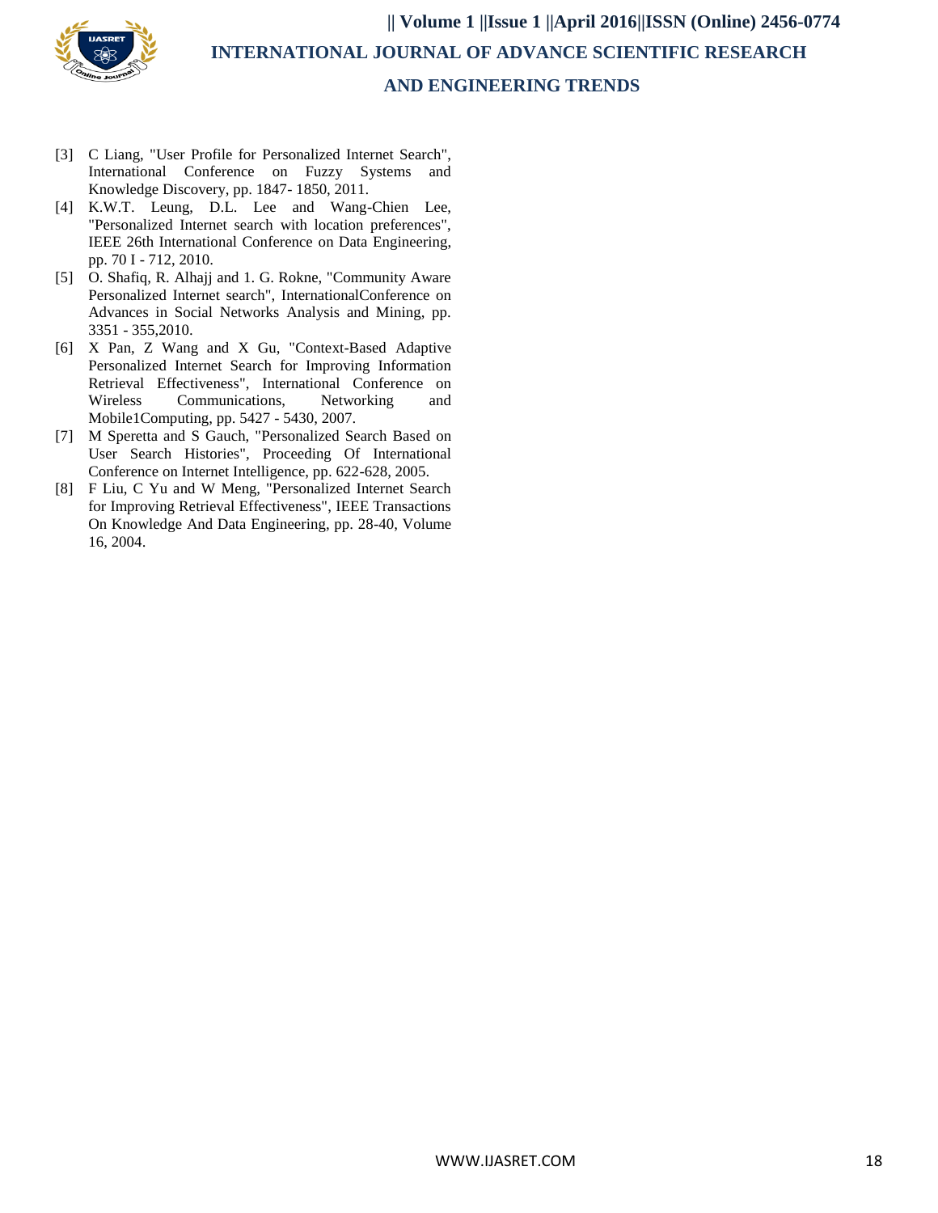[3] C Liang, "User Profile for Personalized Internet Search", International Conference on Fuzzy Systems and Knowledge Discovery, pp. 1847- 1850, 2011.

[4] K.W.T. Leung, D.L. Lee and Wang-Chien Lee, "Personalized Internet search with location preferences", IEEE 26th International Conference on Data Engineering, pp. 70 I - 712, 2010.

[5] O. Shafiq, R. Alhajj and 1. G. Rokne, "Community Aware Personalized Internet search", InternationalConference on Advances in Social Networks Analysis and Mining, pp. 3351 - 355,2010.

[6] X Pan, Z Wang and X Gu, "Context-Based Adaptive Personalized Internet Search for Improving Information Retrieval Effectiveness", International Conference on Wireless Communications, Networking and Mobile1Computing, pp. 5427 - 5430, 2007.

[7] M Speretta and S Gauch, "Personalized Search Based on User Search Histories", Proceeding Of International Conference on Internet Intelligence, pp. 622-628, 2005.

[8] F Liu, C Yu and W Meng, "Personalized Internet Search for Improving Retrieval Effectiveness", IEEE Transactions On Knowledge And Data Engineering, pp. 28-40, Volume 16, 2004.